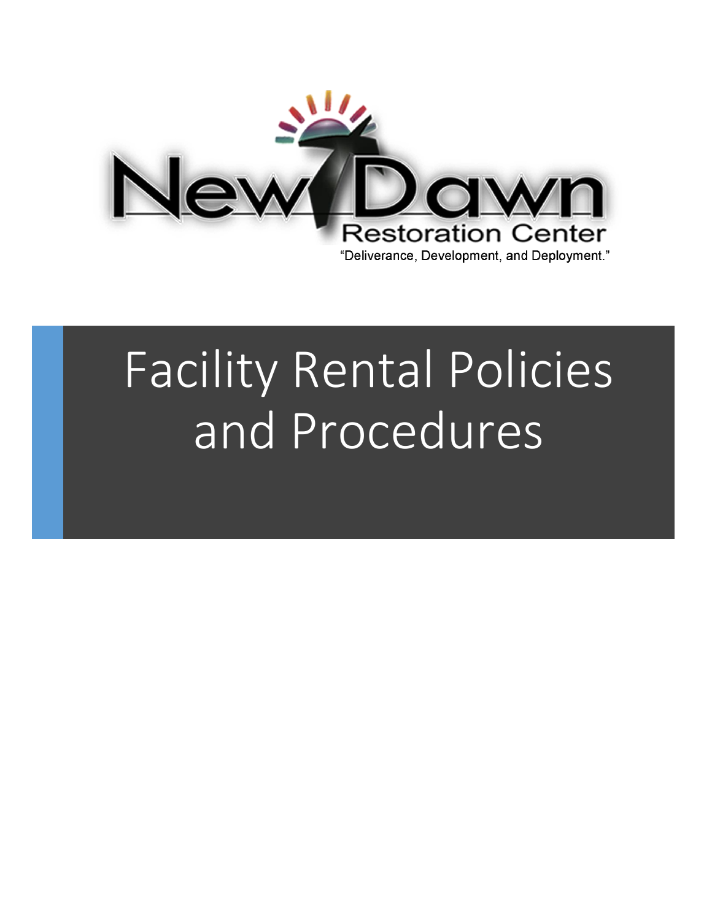New Dawn Restoration Center

"Deliverance, Development, and Deployment."

# Facility Rental Policies and Procedures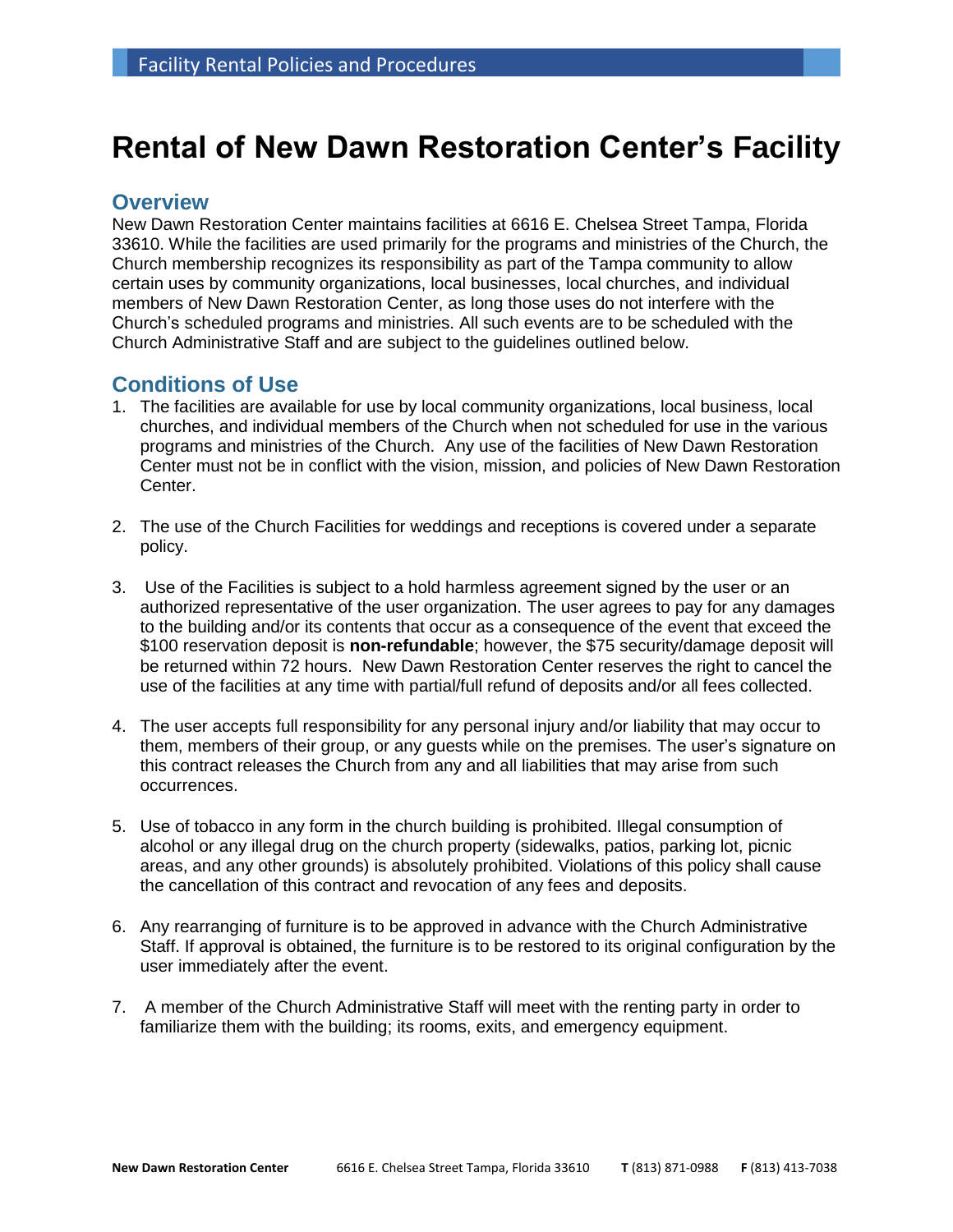# Rental of New Dawn Restoration Center's Facility

## Overview

New Dawn Restoration Center maintains facilities at 6616 E. Chelsea Street Tampa, Florida 33610. While the facilities are used primarily for the programs and ministries of the Church, the Church membership recognizes its responsibility as part of the Tampa community to allow certain uses by community organizations, local businesses, local churches, and individual members of New Dawn Restoration Center, as long those uses do not interfere with the Church's scheduled programs and ministries. All such events are to be scheduled with the Church Administrative Staff and are subject to the guidelines outlined below.

## Conditions of Use

1. The facilities are available for use by local community organizations, local business, local churches, and individual members of the Church when not scheduled for use in the various programs and ministries of the Church. Any use of the facilities of New Dawn Restoration Center must not be in conflict with the vision, mission, and policies of New Dawn Restoration Center.

2. The use of the Church Facilities for weddings and receptions is covered under a separate policy.

3. Use of the Facilities is subject to a hold harmless agreement signed by the user or an authorized representative of the user organization. The user agrees to pay for any damages to the building and/or its contents that occur as a consequence of the event that exceed the $100 reservation deposit is **non-refundable**; however, the $75 security/damage deposit will be returned within 72 hours. New Dawn Restoration Center reserves the right to cancel the use of the facilities at any time with partial/full refund of deposits and/or all fees collected.

4. The user accepts full responsibility for any personal injury and/or liability that may occur to them, members of their group, or any guests while on the premises. The user's signature on this contract releases the Church from any and all liabilities that may arise from such occurrences.

5. Use of tobacco in any form in the church building is prohibited. Illegal consumption of alcohol or any illegal drug on the church property (sidewalks, patios, parking lot, picnic areas, and any other grounds) is absolutely prohibited. Violations of this policy shall cause the cancellation of this contract and revocation of any fees and deposits.

6. Any rearranging of furniture is to be approved in advance with the Church Administrative Staff. If approval is obtained, the furniture is to be restored to its original configuration by the user immediately after the event.

7. A member of the Church Administrative Staff will meet with the renting party in order to familiarize them with the building; its rooms, exits, and emergency equipment.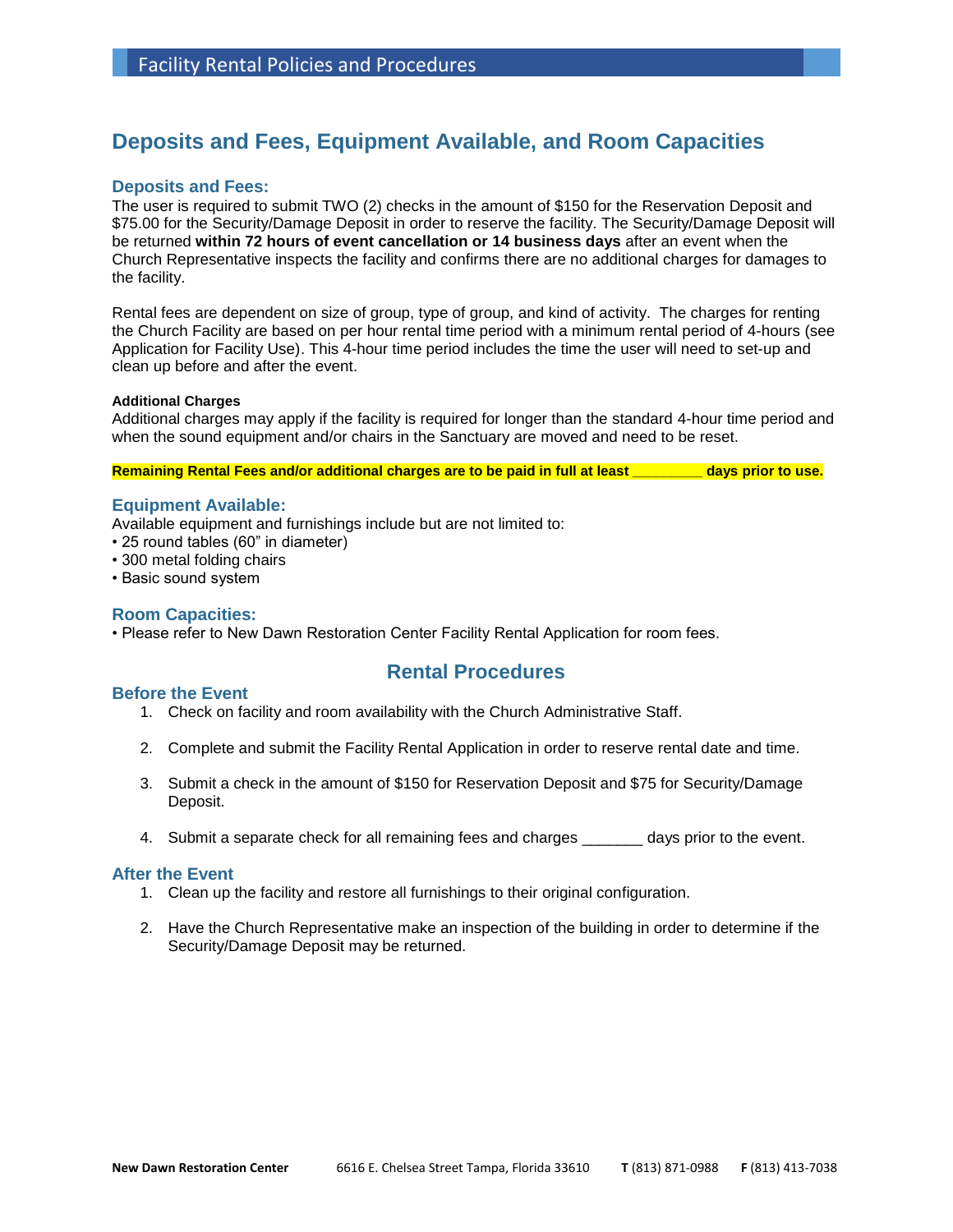# Deposits and Fees, Equipment Available, and Room Capacities

## Deposits and Fees:

The user is required to submit TWO (2) checks in the amount of $150 for the Reservation Deposit and $75.00 for the Security/Damage Deposit in order to reserve the facility. The Security/Damage Deposit will be returned **within 72 hours of event cancellation or 14 business days** after an event when the Church Representative inspects the facility and confirms there are no additional charges for damages to the facility.

Rental fees are dependent on size of group, type of group, and kind of activity. The charges for renting the Church Facility are based on per hour rental time period with a minimum rental period of 4-hours (see Application for Facility Use). This 4-hour time period includes the time the user will need to set-up and clean up before and after the event.

### Additional Charges

Additional charges may apply if the facility is required for longer than the standard 4-hour time period and when the sound equipment and/or chairs in the Sanctuary are moved and need to be reset.

**Remaining Rental Fees and/or additional charges are to be paid in full at least ________ days prior to use.**

## Equipment Available:

Available equipment and furnishings include but are not limited to:

- 25 round tables (60" in diameter)
- 300 metal folding chairs
- Basic sound system

## Room Capacities:

- Please refer to New Dawn Restoration Center Facility Rental Application for room fees.

# Rental Procedures

## Before the Event

1. Check on facility and room availability with the Church Administrative Staff.
2. Complete and submit the Facility Rental Application in order to reserve rental date and time.
3. Submit a check in the amount of $150 for Reservation Deposit and $75 for Security/Damage Deposit.
4. Submit a separate check for all remaining fees and charges _______ days prior to the event.

## After the Event

1. Clean up the facility and restore all furnishings to their original configuration.
2. Have the Church Representative make an inspection of the building in order to determine if the Security/Damage Deposit may be returned.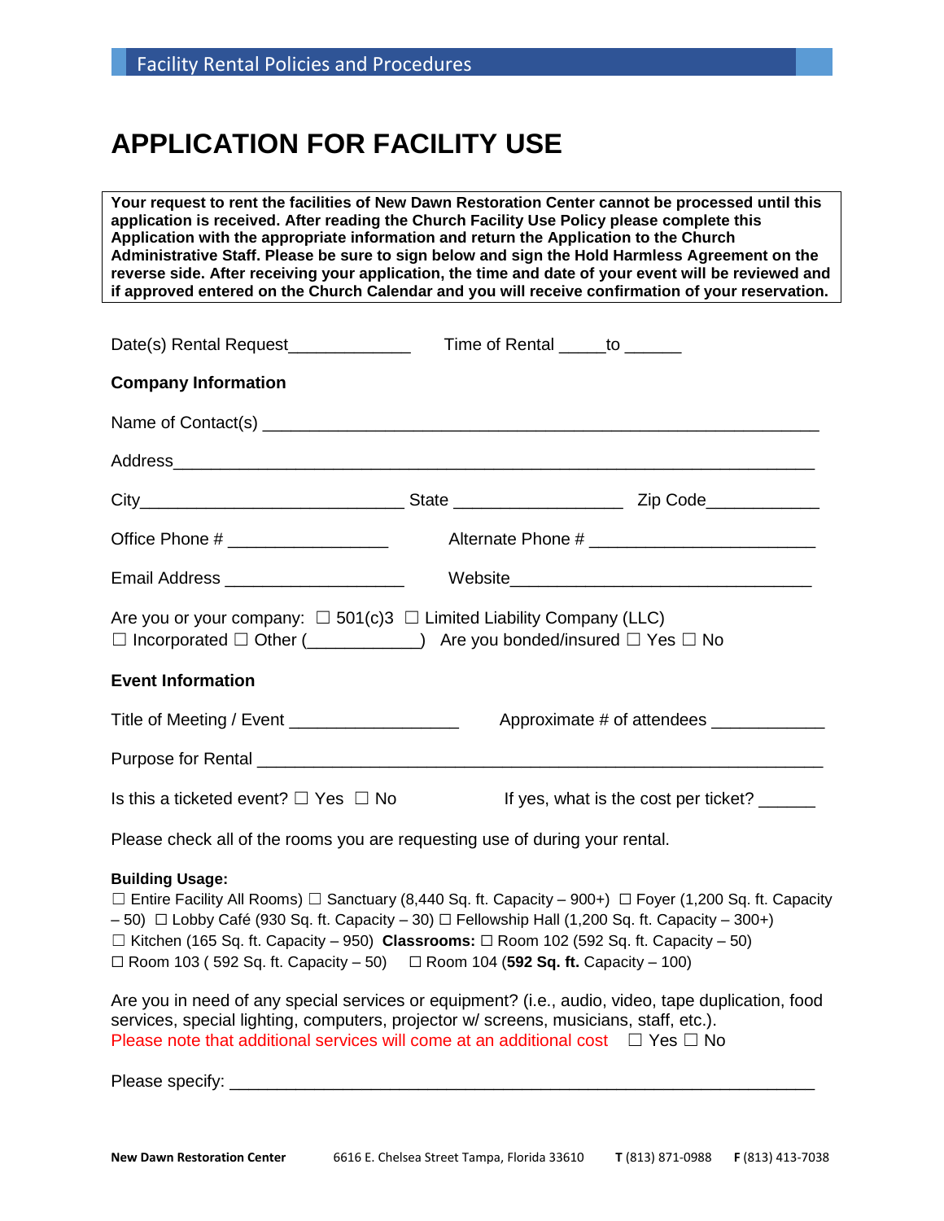# APPLICATION FOR FACILITY USE

**Your request to rent the facilities of New Dawn Restoration Center cannot be processed until this application is received. After reading the Church Facility Use Policy please complete this Application with the appropriate information and return the Application to the Church Administrative Staff. Please be sure to sign below and sign the Hold Harmless Agreement on the reverse side. After receiving your application, the time and date of your event will be reviewed and if approved entered on the Church Calendar and you will receive confirmation of your reservation.**

Date(s) Rental Request_____________ Time of Rental _____to ______

**Company Information**

Name of Contact(s) ___________________________________________________________

Address______________________________________________________________________

City____________________________ State _________________ Zip Code____________

Office Phone # ________________ Alternate Phone # _______________________

Email Address __________________ Website______________________________

Are you or your company: ☐ 501(c)3 ☐ Limited Liability Company (LLC)
☐ Incorporated ☐ Other (___________) Are you bonded/insured ☐ Yes ☐ No

**Event Information**

Title of Meeting / Event _________________ Approximate # of attendees ___________

Purpose for Rental ___________________________________________________________

Is this a ticketed event? ☐ Yes ☐ No If yes, what is the cost per ticket? ______

Please check all of the rooms you are requesting use of during your rental.

**Building Usage:**
☐ Entire Facility All Rooms) ☐ Sanctuary (8,440 Sq. ft. Capacity – 900+) ☐ Foyer (1,200 Sq. ft. Capacity – 50) ☐ Lobby Café (930 Sq. ft. Capacity – 30) ☐ Fellowship Hall (1,200 Sq. ft. Capacity – 300+) ☐ Kitchen (165 Sq. ft. Capacity – 950) **Classrooms:** ☐ Room 102 (592 Sq. ft. Capacity – 50) ☐ Room 103 ( 592 Sq. ft. Capacity – 50) ☐ Room 104 (**592 Sq. ft.** Capacity – 100)

Are you in need of any special services or equipment? (i.e., audio, video, tape duplication, food services, special lighting, computers, projector w/ screens, musicians, staff, etc.).
Please note that additional services will come at an additional cost ☐ Yes ☐ No

Please specify: ___________________________________________________________

**New Dawn Restoration Center** 6616 E. Chelsea Street Tampa, Florida 33610 **T** (813) 871-0988 **F** (813) 413-7038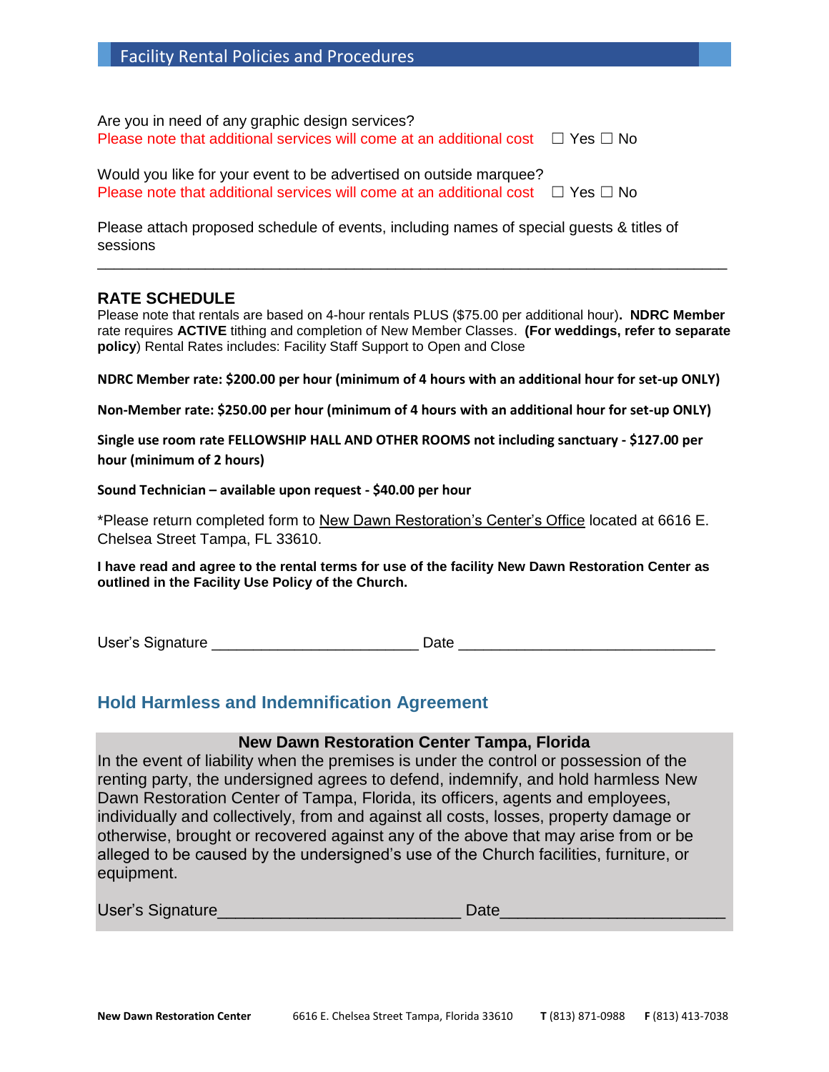## Facility Rental Policies and Procedures

Are you in need of any graphic design services?
Please note that additional services will come at an additional cost ☐ Yes ☐ No

Would you like for your event to be advertised on outside marquee?
Please note that additional services will come at an additional cost ☐ Yes ☐ No

Please attach proposed schedule of events, including names of special guests & titles of sessions

---

### RATE SCHEDULE

Please note that rentals are based on 4-hour rentals PLUS ($75.00 per additional hour)**. NDRC Member** rate requires **ACTIVE** tithing and completion of New Member Classes. **(For weddings, refer to separate policy**) Rental Rates includes: Facility Staff Support to Open and Close

**NDRC Member rate: $200.00 per hour (minimum of 4 hours with an additional hour for set-up ONLY)**

**Non-Member rate: $250.00 per hour (minimum of 4 hours with an additional hour for set-up ONLY)**

**Single use room rate FELLOWSHIP HALL AND OTHER ROOMS not including sanctuary - $127.00 per hour (minimum of 2 hours)**

**Sound Technician – available upon request - $40.00 per hour**

*Please return completed form to New Dawn Restoration's Center's Office located at 6616 E. Chelsea Street Tampa, FL 33610.

**I have read and agree to the rental terms for use of the facility New Dawn Restoration Center as outlined in the Facility Use Policy of the Church.**

User's Signature ________________________ Date ______________________________

## Hold Harmless and Indemnification Agreement

**New Dawn Restoration Center Tampa, Florida**

In the event of liability when the premises is under the control or possession of the renting party, the undersigned agrees to defend, indemnify, and hold harmless New Dawn Restoration Center of Tampa, Florida, its officers, agents and employees, individually and collectively, from and against all costs, losses, property damage or otherwise, brought or recovered against any of the above that may arise from or be alleged to be caused by the undersigned's use of the Church facilities, furniture, or equipment.

User's Signature__________________________ Date________________________

**New Dawn Restoration Center** 6616 E. Chelsea Street Tampa, Florida 33610 **T** (813) 871-0988 **F** (813) 413-7038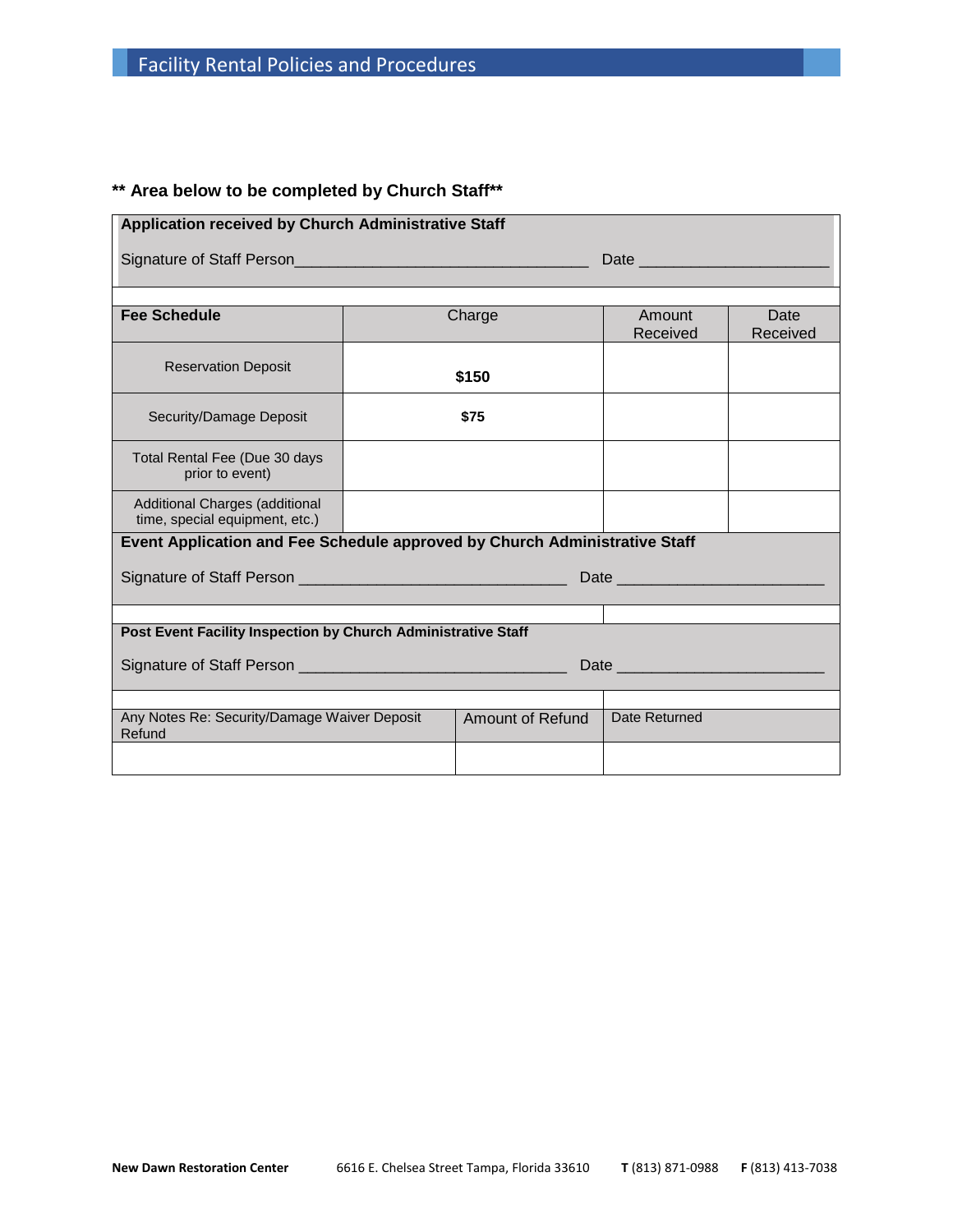**\*\* Area below to be completed by Church Staff\*\***

**Application received by Church Administrative Staff**

Signature of Staff Person_________________________________ Date ____________________

| **Fee Schedule** | Charge | Amount Received | Date Received |
|---|---|---|---|
| Reservation Deposit | **$150** | | |
| Security/Damage Deposit | **$75** | | |
| Total Rental Fee (Due 30 days prior to event) | | | |
| Additional Charges (additional time, special equipment, etc.) | | | |

**Event Application and Fee Schedule approved by Church Administrative Staff**

Signature of Staff Person ______________________________ Date _______________________

**Post Event Facility Inspection by Church Administrative Staff**

Signature of Staff Person ______________________________ Date _______________________

| Any Notes Re: Security/Damage Waiver Deposit Refund | Amount of Refund | Date Returned |
|---|---|---|
| | | |